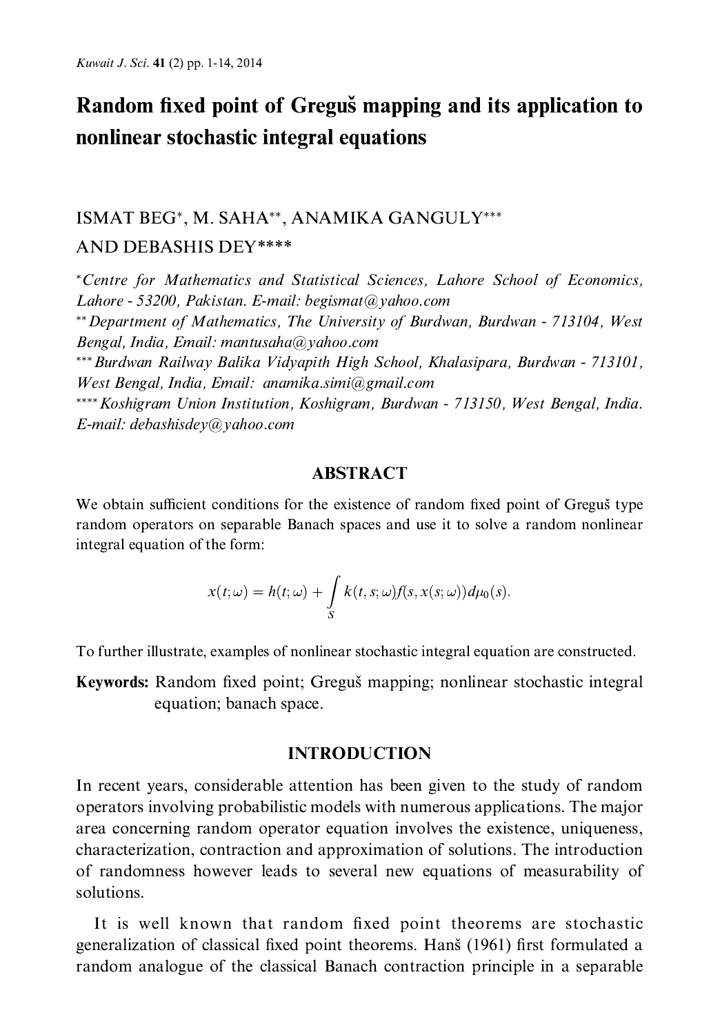# Random fixed point of Greguš mapping and its application to nonlinear stochastic integral equations

ISMAT BEG[*], M. SAHA[**], ANAMIKA GANGULY[***] AND DEBASHIS DEY[****]

[*] *Centre for Mathematics and Statistical Sciences, Lahore School of Economics, Lahore - 53200, Pakistan. E-mail: begismat@yahoo.com*

[**] *Department of Mathematics, The University of Burdwan, Burdwan - 713104, West Bengal, India, Email: mantusaha@yahoo.com*

[***] *Burdwan Railway Balika Vidyapith High School, Khalasipara, Burdwan - 713101, West Bengal, India, Email: anamika.simi@gmail.com*

[****] *Koshigram Union Institution, Koshigram, Burdwan - 713150, West Bengal, India. E-mail: debashisdey@yahoo.com*

## ABSTRACT

We obtain sufficient conditions for the existence of random fixed point of Greguš type random operators on separable Banach spaces and use it to solve a random nonlinear integral equation of the form:

$$x(t;\omega) = h(t;\omega) + \int_{S} k(t,s;\omega)f(s,x(s;\omega))d\mu_0(s).$$

To further illustrate, examples of nonlinear stochastic integral equation are constructed.

**Keywords:** Random fixed point; Greguš mapping; nonlinear stochastic integral equation; banach space.

## INTRODUCTION

In recent years, considerable attention has been given to the study of random operators involving probabilistic models with numerous applications. The major area concerning random operator equation involves the existence, uniqueness, characterization, contraction and approximation of solutions. The introduction of randomness however leads to several new equations of measurability of solutions.

It is well known that random fixed point theorems are stochastic generalization of classical fixed point theorems. Hanš (1961) first formulated a random analogue of the classical Banach contraction principle in a separable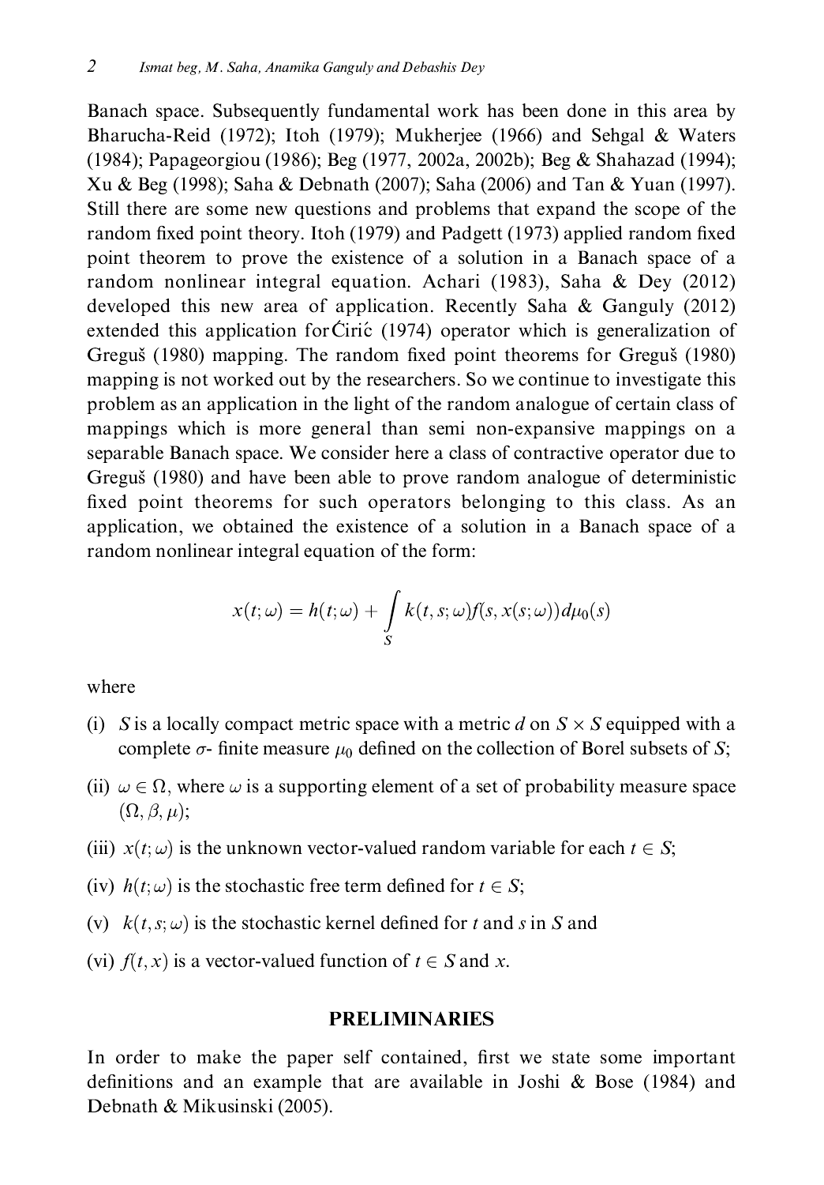Banach space. Subsequently fundamental work has been done in this area by Bharucha-Reid (1972); Itoh (1979); Mukherjee (1966) and Sehgal & Waters (1984); Papageorgiou (1986); Beg (1977, 2002a, 2002b); Beg & Shahazad (1994); Xu & Beg (1998); Saha & Debnath (2007); Saha (2006) and Tan & Yuan (1997). Still there are some new questions and problems that expand the scope of the random fixed point theory. Itoh (1979) and Padgett (1973) applied random fixed point theorem to prove the existence of a solution in a Banach space of a random nonlinear integral equation. Achari (1983), Saha & Dey (2012) developed this new area of application. Recently Saha & Ganguly (2012) extended this application for Ćirić (1974) operator which is generalization of Greguš (1980) mapping. The random fixed point theorems for Greguš (1980) mapping is not worked out by the researchers. So we continue to investigate this problem as an application in the light of the random analogue of certain class of mappings which is more general than semi non-expansive mappings on a separable Banach space. We consider here a class of contractive operator due to Greguš (1980) and have been able to prove random analogue of deterministic fixed point theorems for such operators belonging to this class. As an application, we obtained the existence of a solution in a Banach space of a random nonlinear integral equation of the form:

$$x(t;\omega) = h(t;\omega) + \int_S k(t,s;\omega) f(s, x(s;\omega))\, d\mu_0(s)$$

where

(i) $S$ is a locally compact metric space with a metric $d$ on $S \times S$ equipped with a complete $\sigma$- finite measure $\mu_0$ defined on the collection of Borel subsets of $S$;

(ii) $\omega \in \Omega$, where $\omega$ is a supporting element of a set of probability measure space $(\Omega, \beta, \mu)$;

(iii) $x(t;\omega)$ is the unknown vector-valued random variable for each $t \in S$;

(iv) $h(t;\omega)$ is the stochastic free term defined for $t \in S$;

(v) $k(t,s;\omega)$ is the stochastic kernel defined for $t$ and $s$ in $S$ and

(vi) $f(t,x)$ is a vector-valued function of $t \in S$ and $x$.

## PRELIMINARIES

In order to make the paper self contained, first we state some important definitions and an example that are available in Joshi & Bose (1984) and Debnath & Mikusinski (2005).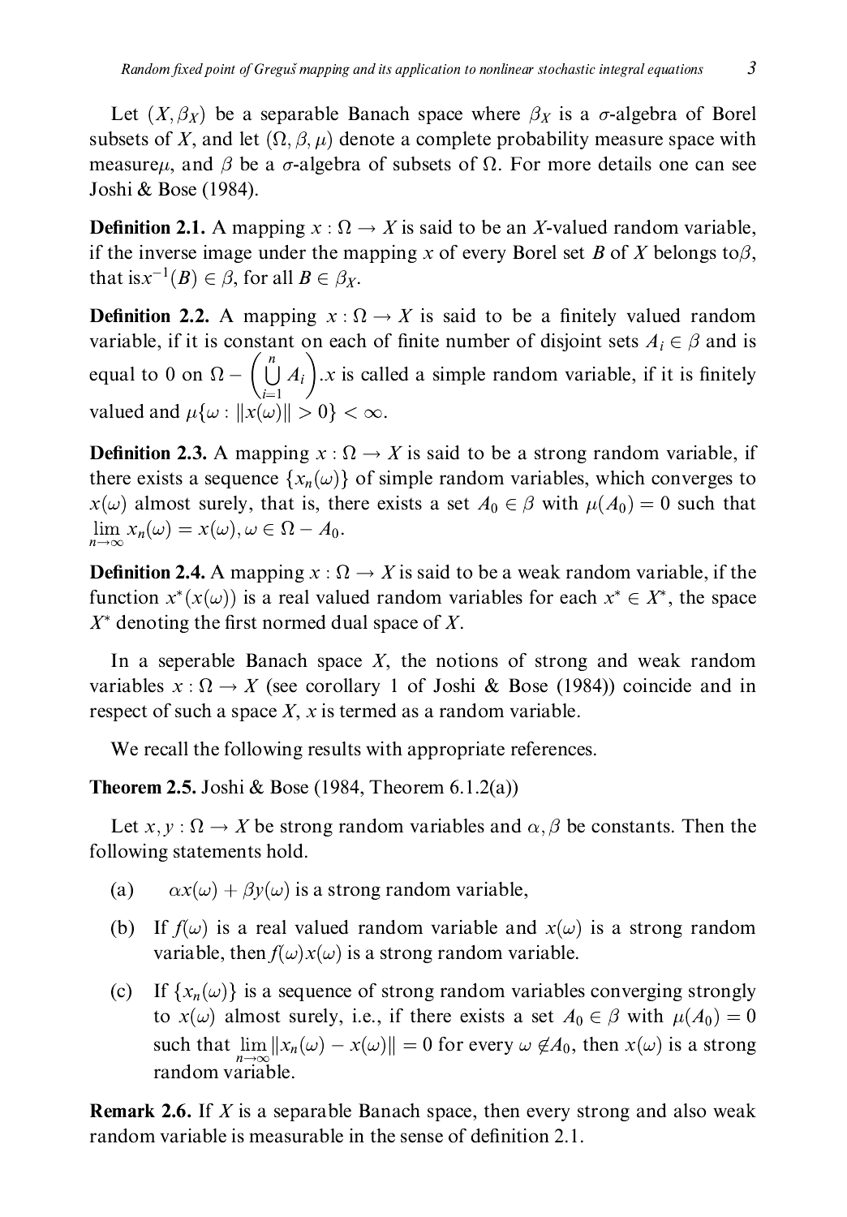Let $(X, \beta_X)$ be a separable Banach space where $\beta_X$ is a $\sigma$-algebra of Borel subsets of $X$, and let $(\Omega, \beta, \mu)$ denote a complete probability measure space with measure$\mu$, and $\beta$ be a $\sigma$-algebra of subsets of $\Omega$. For more details one can see Joshi & Bose (1984).

**Definition 2.1.** A mapping $x : \Omega \to X$ is said to be an $X$-valued random variable, if the inverse image under the mapping $x$ of every Borel set $B$ of $X$ belongs to$\beta$, that is$x^{-1}(B) \in \beta$, for all $B \in \beta_X$.

**Definition 2.2.** A mapping $x : \Omega \to X$ is said to be a finitely valued random variable, if it is constant on each of finite number of disjoint sets $A_i \in \beta$ and is equal to 0 on $\Omega - \left(\bigcup_{i=1}^{n} A_i\right)$.$x$ is called a simple random variable, if it is finitely valued and $\mu\{\omega : \|x(\omega)\| > 0\} < \infty$.

**Definition 2.3.** A mapping $x : \Omega \to X$ is said to be a strong random variable, if there exists a sequence $\{x_n(\omega)\}$ of simple random variables, which converges to $x(\omega)$ almost surely, that is, there exists a set $A_0 \in \beta$ with $\mu(A_0) = 0$ such that $\lim_{n\to\infty} x_n(\omega) = x(\omega), \omega \in \Omega - A_0$.

**Definition 2.4.** A mapping $x : \Omega \to X$ is said to be a weak random variable, if the function $x^*(x(\omega))$ is a real valued random variables for each $x^* \in X^*$, the space $X^*$ denoting the first normed dual space of $X$.

In a seperable Banach space $X$, the notions of strong and weak random variables $x : \Omega \to X$ (see corollary 1 of Joshi & Bose (1984)) coincide and in respect of such a space $X$, $x$ is termed as a random variable.

We recall the following results with appropriate references.

**Theorem 2.5.** Joshi & Bose (1984, Theorem 6.1.2(a))

Let $x, y : \Omega \to X$ be strong random variables and $\alpha, \beta$ be constants. Then the following statements hold.

(a) $\alpha x(\omega) + \beta y(\omega)$ is a strong random variable,

(b) If $f(\omega)$ is a real valued random variable and $x(\omega)$ is a strong random variable, then $f(\omega)x(\omega)$ is a strong random variable.

(c) If $\{x_n(\omega)\}$ is a sequence of strong random variables converging strongly to $x(\omega)$ almost surely, i.e., if there exists a set $A_0 \in \beta$ with $\mu(A_0) = 0$ such that $\lim_{n\to\infty} \|x_n(\omega) - x(\omega)\| = 0$ for every $\omega \notin A_0$, then $x(\omega)$ is a strong random variable.

**Remark 2.6.** If $X$ is a separable Banach space, then every strong and also weak random variable is measurable in the sense of definition 2.1.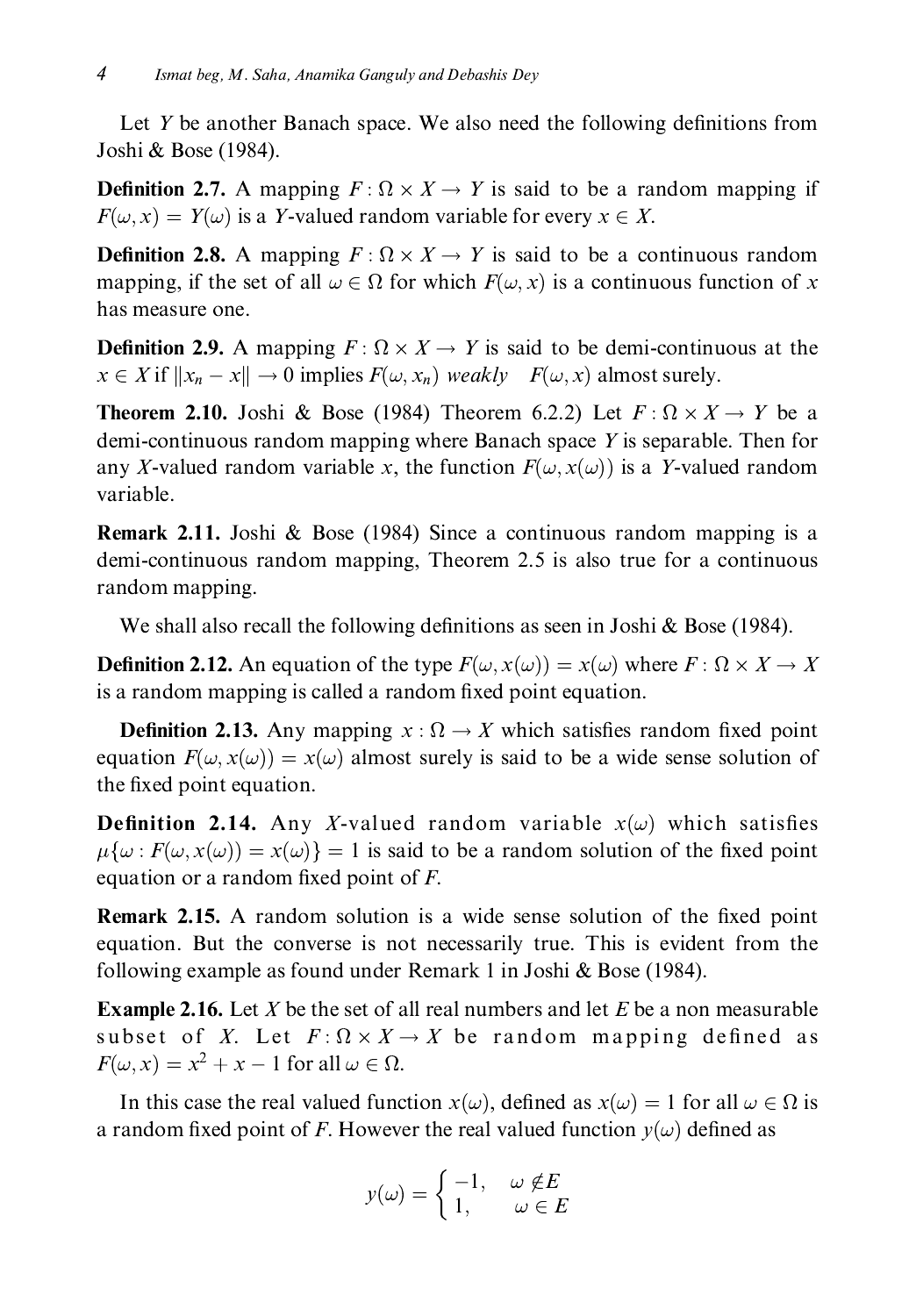Let $Y$ be another Banach space. We also need the following definitions from Joshi & Bose (1984).

**Definition 2.7.** A mapping $F : \Omega \times X \to Y$ is said to be a random mapping if $F(\omega, x) = Y(\omega)$ is a $Y$-valued random variable for every $x \in X$.

**Definition 2.8.** A mapping $F : \Omega \times X \to Y$ is said to be a continuous random mapping, if the set of all $\omega \in \Omega$ for which $F(\omega, x)$ is a continuous function of $x$ has measure one.

**Definition 2.9.** A mapping $F : \Omega \times X \to Y$ is said to be demi-continuous at the $x \in X$ if $\|x_n - x\| \to 0$ implies $F(\omega, x_n)$ *weakly* $F(\omega, x)$ almost surely.

**Theorem 2.10.** Joshi & Bose (1984) Theorem 6.2.2) Let $F : \Omega \times X \to Y$ be a demi-continuous random mapping where Banach space $Y$ is separable. Then for any $X$-valued random variable $x$, the function $F(\omega, x(\omega))$ is a $Y$-valued random variable.

**Remark 2.11.** Joshi & Bose (1984) Since a continuous random mapping is a demi-continuous random mapping, Theorem 2.5 is also true for a continuous random mapping.

We shall also recall the following definitions as seen in Joshi & Bose (1984).

**Definition 2.12.** An equation of the type $F(\omega, x(\omega)) = x(\omega)$ where $F : \Omega \times X \to X$ is a random mapping is called a random fixed point equation.

**Definition 2.13.** Any mapping $x : \Omega \to X$ which satisfies random fixed point equation $F(\omega, x(\omega)) = x(\omega)$ almost surely is said to be a wide sense solution of the fixed point equation.

**Definition 2.14.** Any $X$-valued random variable $x(\omega)$ which satisfies $\mu\{\omega : F(\omega, x(\omega)) = x(\omega)\} = 1$ is said to be a random solution of the fixed point equation or a random fixed point of $F$.

**Remark 2.15.** A random solution is a wide sense solution of the fixed point equation. But the converse is not necessarily true. This is evident from the following example as found under Remark 1 in Joshi & Bose (1984).

**Example 2.16.** Let $X$ be the set of all real numbers and let $E$ be a non measurable subset of $X$. Let $F : \Omega \times X \to X$ be random mapping defined as $F(\omega, x) = x^2 + x - 1$ for all $\omega \in \Omega$.

In this case the real valued function $x(\omega)$, defined as $x(\omega) = 1$ for all $\omega \in \Omega$ is a random fixed point of $F$. However the real valued function $y(\omega)$ defined as

$$y(\omega) = \begin{cases} -1, & \omega \notin E \\ 1, & \omega \in E \end{cases}$$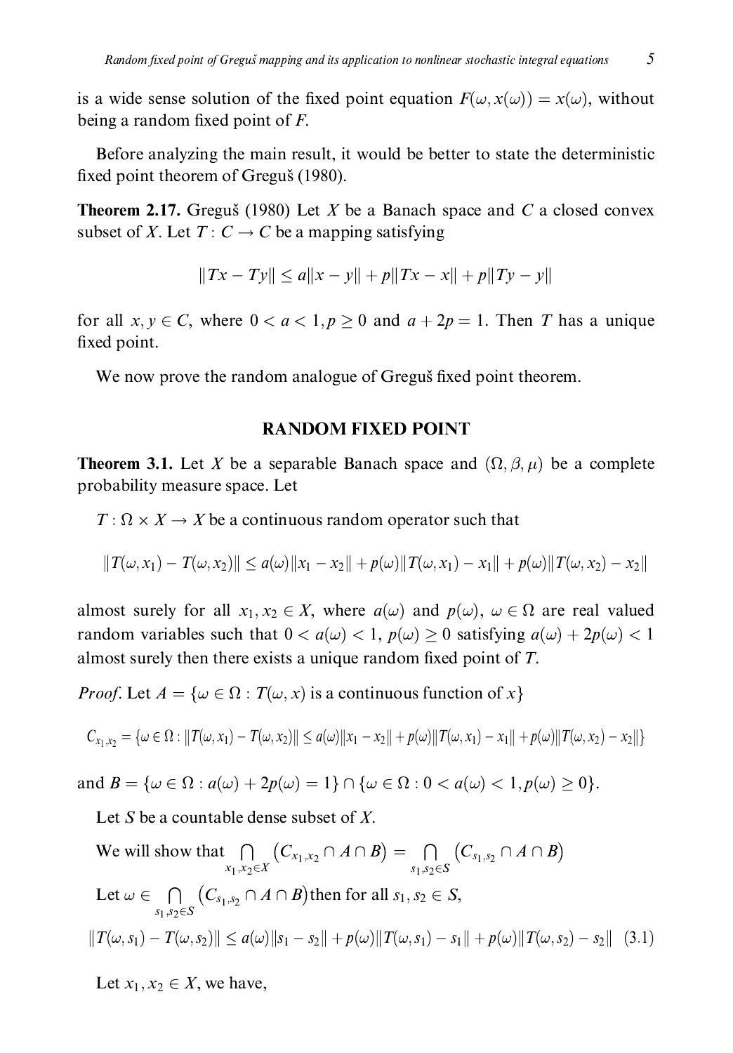is a wide sense solution of the fixed point equation $F(\omega, x(\omega)) = x(\omega)$, without being a random fixed point of $F$.

Before analyzing the main result, it would be better to state the deterministic fixed point theorem of Greguš (1980).

**Theorem 2.17.** Greguš (1980) Let $X$ be a Banach space and $C$ a closed convex subset of $X$. Let $T: C \to C$ be a mapping satisfying

$$\|Tx - Ty\| \leq a\|x - y\| + p\|Tx - x\| + p\|Ty - y\|$$

for all $x, y \in C$, where $0 < a < 1, p \geq 0$ and $a + 2p = 1$. Then $T$ has a unique fixed point.

We now prove the random analogue of Greguš fixed point theorem.

## RANDOM FIXED POINT

**Theorem 3.1.** Let $X$ be a separable Banach space and $(\Omega, \beta, \mu)$ be a complete probability measure space. Let

$T: \Omega \times X \to X$ be a continuous random operator such that

$$\|T(\omega, x_1) - T(\omega, x_2)\| \leq a(\omega)\|x_1 - x_2\| + p(\omega)\|T(\omega, x_1) - x_1\| + p(\omega)\|T(\omega, x_2) - x_2\|$$

almost surely for all $x_1, x_2 \in X$, where $a(\omega)$ and $p(\omega)$, $\omega \in \Omega$ are real valued random variables such that $0 < a(\omega) < 1$, $p(\omega) \geq 0$ satisfying $a(\omega) + 2p(\omega) < 1$ almost surely then there exists a unique random fixed point of $T$.

*Proof*. Let $A = \{\omega \in \Omega : T(\omega, x) \text{ is a continuous function of } x\}$

$$C_{x_1,x_2} = \{\omega \in \Omega : \|T(\omega, x_1) - T(\omega, x_2)\| \leq a(\omega)\|x_1 - x_2\| + p(\omega)\|T(\omega, x_1) - x_1\| + p(\omega)\|T(\omega, x_2) - x_2\|\}$$

and $B = \{\omega \in \Omega : a(\omega) + 2p(\omega) = 1\} \cap \{\omega \in \Omega : 0 < a(\omega) < 1, p(\omega) \geq 0\}$.

Let $S$ be a countable dense subset of $X$.

We will show that $\bigcap_{x_1,x_2 \in X} \left(C_{x_1,x_2} \cap A \cap B\right) = \bigcap_{s_1,s_2 \in S} \left(C_{s_1,s_2} \cap A \cap B\right)$

Let $\omega \in \bigcap_{s_1,s_2 \in S} \left(C_{s_1,s_2} \cap A \cap B\right)$ then for all $s_1, s_2 \in S$,

$$\|T(\omega, s_1) - T(\omega, s_2)\| \leq a(\omega)\|s_1 - s_2\| + p(\omega)\|T(\omega, s_1) - s_1\| + p(\omega)\|T(\omega, s_2) - s_2\| \quad (3.1)$$

Let $x_1, x_2 \in X$, we have,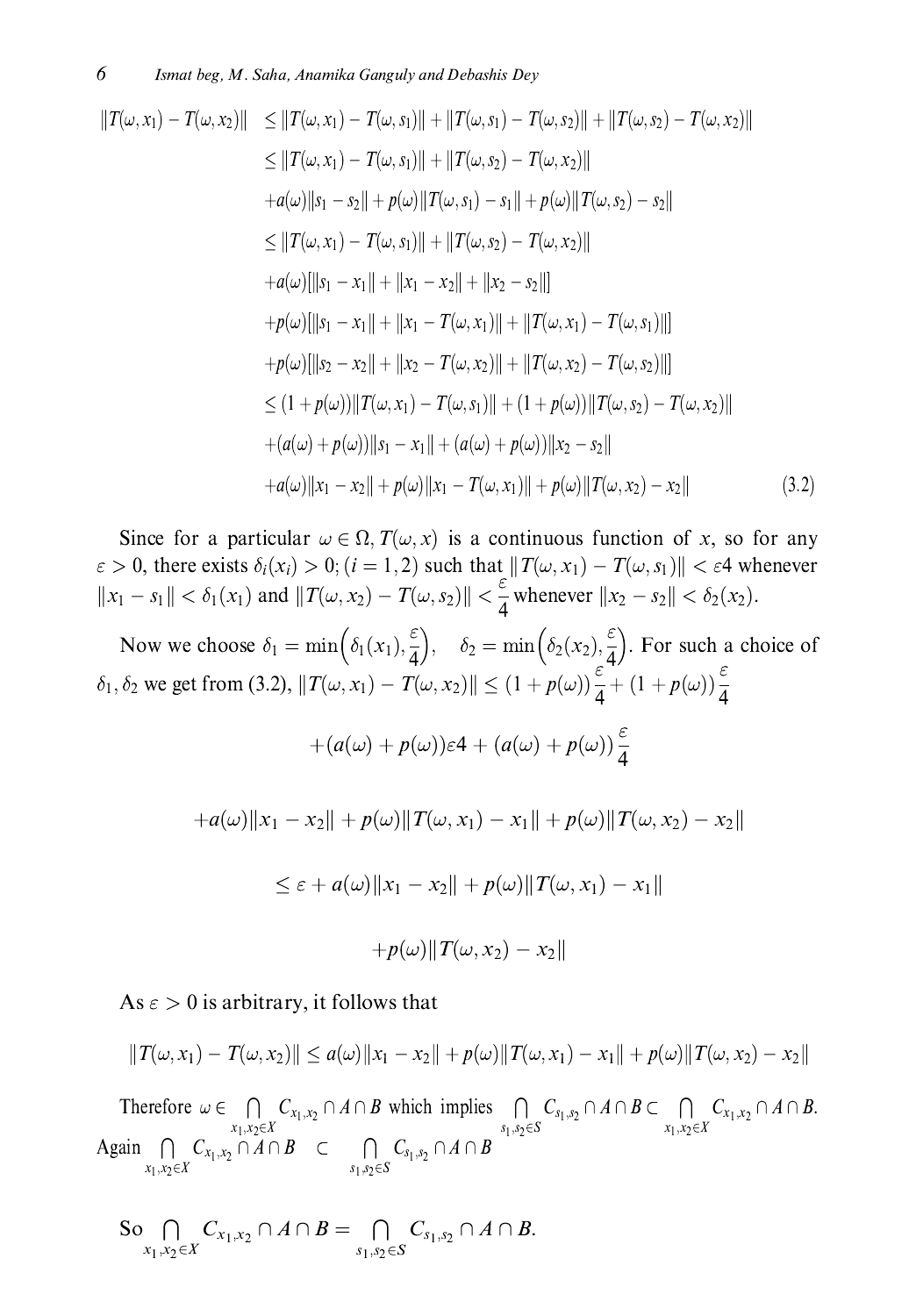$$
\begin{aligned}
\|T(\omega,x_1)-T(\omega,x_2)\| &\le \|T(\omega,x_1)-T(\omega,s_1)\|+\|T(\omega,s_1)-T(\omega,s_2)\|+\|T(\omega,s_2)-T(\omega,x_2)\| \\
&\le \|T(\omega,x_1)-T(\omega,s_1)\|+\|T(\omega,s_2)-T(\omega,x_2)\| \\
&\quad +a(\omega)\|s_1-s_2\|+p(\omega)\|T(\omega,s_1)-s_1\|+p(\omega)\|T(\omega,s_2)-s_2\| \\
&\le \|T(\omega,x_1)-T(\omega,s_1)\|+\|T(\omega,s_2)-T(\omega,x_2)\| \\
&\quad +a(\omega)[\|s_1-x_1\|+\|x_1-x_2\|+\|x_2-s_2\|] \\
&\quad +p(\omega)[\|s_1-x_1\|+\|x_1-T(\omega,x_1)\|+\|T(\omega,x_1)-T(\omega,s_1)\|] \\
&\quad +p(\omega)[\|s_2-x_2\|+\|x_2-T(\omega,x_2)\|+\|T(\omega,x_2)-T(\omega,s_2)\|] \\
&\le (1+p(\omega))\|T(\omega,x_1)-T(\omega,s_1)\|+(1+p(\omega))\|T(\omega,s_2)-T(\omega,x_2)\| \\
&\quad +(a(\omega)+p(\omega))\|s_1-x_1\|+(a(\omega)+p(\omega))\|x_2-s_2\| \\
&\quad +a(\omega)\|x_1-x_2\|+p(\omega)\|x_1-T(\omega,x_1)\|+p(\omega)\|T(\omega,x_2)-x_2\| \qquad (3.2)
\end{aligned}
$$

Since for a particular $\omega \in \Omega$, $T(\omega, x)$ is a continuous function of $x$, so for any $\varepsilon > 0$, there exists $\delta_i(x_i) > 0; (i = 1, 2)$ such that $\|T(\omega,x_1)-T(\omega,s_1)\| < \varepsilon 4$ whenever $\|x_1 - s_1\| < \delta_1(x_1)$ and $\|T(\omega,x_2)-T(\omega,s_2)\| < \frac{\varepsilon}{4}$ whenever $\|x_2 - s_2\| < \delta_2(x_2)$.

Now we choose $\delta_1 = \min\Big(\delta_1(x_1), \frac{\varepsilon}{4}\Big)$, $\quad \delta_2 = \min\Big(\delta_2(x_2), \frac{\varepsilon}{4}\Big)$. For such a choice of $\delta_1, \delta_2$ we get from (3.2), $\|T(\omega,x_1)-T(\omega,x_2)\| \le (1+p(\omega))\frac{\varepsilon}{4} + (1+p(\omega))\frac{\varepsilon}{4}$

$$+(a(\omega)+p(\omega))\varepsilon 4 + (a(\omega)+p(\omega))\frac{\varepsilon}{4}$$

$$+a(\omega)\|x_1-x_2\|+p(\omega)\|T(\omega,x_1)-x_1\|+p(\omega)\|T(\omega,x_2)-x_2\|$$

$$\le \varepsilon + a(\omega)\|x_1-x_2\|+p(\omega)\|T(\omega,x_1)-x_1\|$$

$$+p(\omega)\|T(\omega,x_2)-x_2\|$$

As $\varepsilon > 0$ is arbitrary, it follows that

$$\|T(\omega,x_1)-T(\omega,x_2)\| \le a(\omega)\|x_1-x_2\|+p(\omega)\|T(\omega,x_1)-x_1\|+p(\omega)\|T(\omega,x_2)-x_2\|$$

Therefore $\omega \in \bigcap_{x_1,x_2\in X} C_{x_1,x_2} \cap A \cap B$ which implies $\bigcap_{s_1,s_2\in S} C_{s_1,s_2} \cap A \cap B \subset \bigcap_{x_1,x_2\in X} C_{x_1,x_2} \cap A \cap B$. Again $\bigcap_{x_1,x_2\in X} C_{x_1,x_2} \cap A \cap B \quad \subset \quad \bigcap_{s_1,s_2\in S} C_{s_1,s_2} \cap A \cap B$

So $\bigcap_{x_1,x_2\in X} C_{x_1,x_2} \cap A \cap B = \bigcap_{s_1,s_2\in S} C_{s_1,s_2} \cap A \cap B$.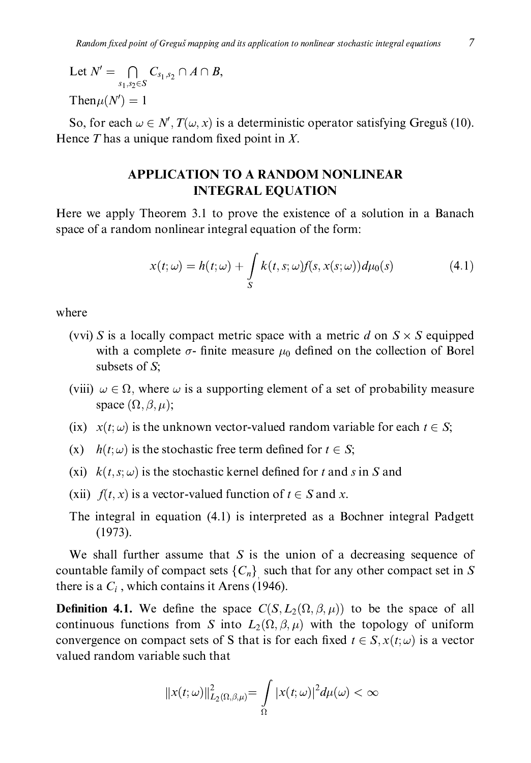Let $N' = \bigcap_{s_1, s_2 \in S} C_{s_1, s_2} \cap A \cap B$,

Then$\mu(N') = 1$

So, for each $\omega \in N'$, $T(\omega, x)$ is a deterministic operator satisfying Greguš (10). Hence $T$ has a unique random fixed point in $X$.

## APPLICATION TO A RANDOM NONLINEAR INTEGRAL EQUATION

Here we apply Theorem 3.1 to prove the existence of a solution in a Banach space of a random nonlinear integral equation of the form:

$$x(t;\omega) = h(t;\omega) + \int_S k(t,s;\omega) f(s, x(s;\omega)) d\mu_0(s) \tag{4.1}$$

where

- (vvi) $S$ is a locally compact metric space with a metric $d$ on $S \times S$ equipped with a complete $\sigma$- finite measure $\mu_0$ defined on the collection of Borel subsets of $S$;
- (viii) $\omega \in \Omega$, where $\omega$ is a supporting element of a set of probability measure space $(\Omega, \beta, \mu)$;
- (ix) $x(t;\omega)$ is the unknown vector-valued random variable for each $t \in S$;
- (x) $h(t;\omega)$ is the stochastic free term defined for $t \in S$;
- (xi) $k(t,s;\omega)$ is the stochastic kernel defined for $t$ and $s$ in $S$ and
- (xii) $f(t,x)$ is a vector-valued function of $t \in S$ and $x$.

The integral in equation (4.1) is interpreted as a Bochner integral Padgett (1973).

We shall further assume that $S$ is the union of a decreasing sequence of countable family of compact sets $\{C_n\}$ such that for any other compact set in $S$ there is a $C_i$, which contains it Arens (1946).

**Definition 4.1.** We define the space $C(S, L_2(\Omega, \beta, \mu))$ to be the space of all continuous functions from $S$ into $L_2(\Omega, \beta, \mu)$ with the topology of uniform convergence on compact sets of S that is for each fixed $t \in S, x(t;\omega)$ is a vector valued random variable such that

$$\|x(t;\omega)\|^2_{L_2(\Omega,\beta,\mu)} = \int_\Omega |x(t;\omega)|^2 d\mu(\omega) < \infty$$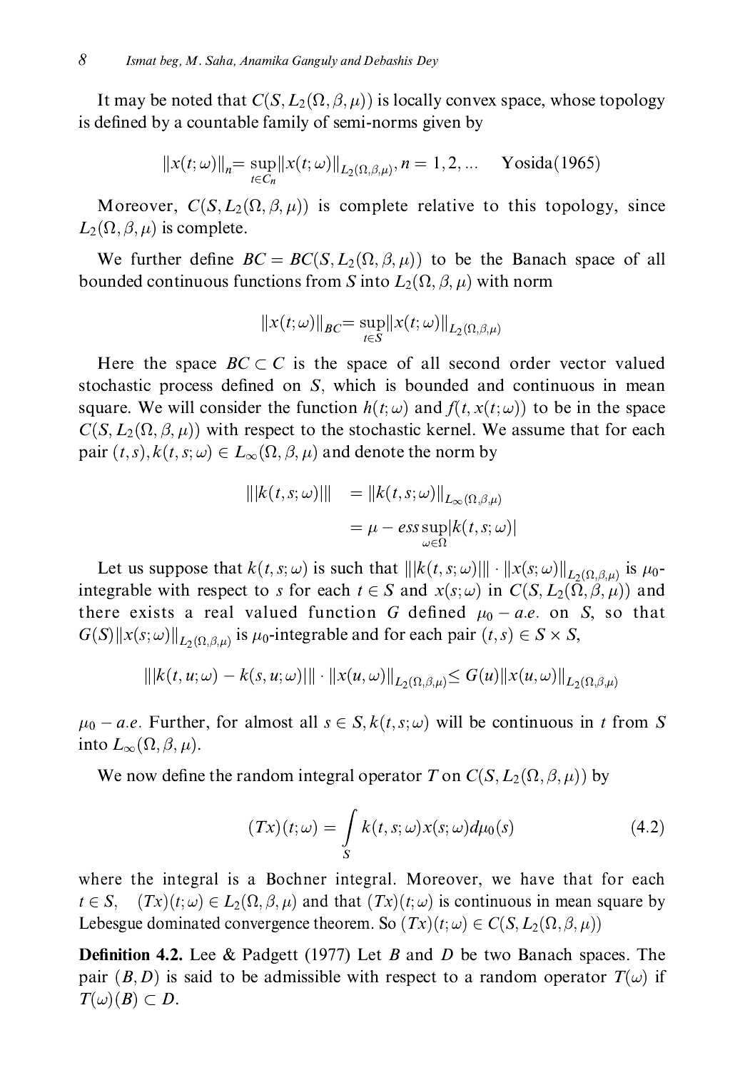It may be noted that $C(S, L_2(\Omega, \beta, \mu))$ is locally convex space, whose topology is defined by a countable family of semi-norms given by

$$\|x(t;\omega)\|_n = \sup_{t \in C_n} \|x(t;\omega)\|_{L_2(\Omega,\beta,\mu)}, n = 1, 2, \ldots \quad \text{Yosida(1965)}$$

Moreover, $C(S, L_2(\Omega, \beta, \mu))$ is complete relative to this topology, since $L_2(\Omega, \beta, \mu)$ is complete.

We further define $BC = BC(S, L_2(\Omega, \beta, \mu))$ to be the Banach space of all bounded continuous functions from $S$ into $L_2(\Omega, \beta, \mu)$ with norm

$$\|x(t;\omega)\|_{BC} = \sup_{t \in S} \|x(t;\omega)\|_{L_2(\Omega,\beta,\mu)}$$

Here the space $BC \subset C$ is the space of all second order vector valued stochastic process defined on $S$, which is bounded and continuous in mean square. We will consider the function $h(t;\omega)$ and $f(t, x(t;\omega))$ to be in the space $C(S, L_2(\Omega, \beta, \mu))$ with respect to the stochastic kernel. We assume that for each pair $(t, s), k(t, s; \omega) \in L_\infty(\Omega, \beta, \mu)$ and denote the norm by

$$\begin{aligned} |||k(t,s;\omega)||| &= \|k(t,s;\omega)\|_{L_\infty(\Omega,\beta,\mu)} \\ &= \mu - ess\sup_{\omega \in \Omega} |k(t,s;\omega)| \end{aligned}$$

Let us suppose that $k(t, s; \omega)$ is such that $|||k(t,s;\omega)||| \cdot \|x(s;\omega)\|_{L_2(\Omega,\beta,\mu)}$ is $\mu_0$-integrable with respect to $s$ for each $t \in S$ and $x(s;\omega)$ in $C(S, L_2(\Omega, \beta, \mu))$ and there exists a real valued function $G$ defined $\mu_0 - a.e.$ on $S$, so that $G(S)\|x(s;\omega)\|_{L_2(\Omega,\beta,\mu)}$ is $\mu_0$-integrable and for each pair $(t, s) \in S \times S$,

$$|||k(t,u;\omega) - k(s,u;\omega)||| \cdot \|x(u,\omega)\|_{L_2(\Omega,\beta,\mu)} \leq G(u)\|x(u,\omega)\|_{L_2(\Omega,\beta,\mu)}$$

$\mu_0 - a.e.$ Further, for almost all $s \in S, k(t, s; \omega)$ will be continuous in $t$ from $S$ into $L_\infty(\Omega, \beta, \mu)$.

We now define the random integral operator $T$ on $C(S, L_2(\Omega, \beta, \mu))$ by

$$(Tx)(t;\omega) = \int_S k(t,s;\omega)x(s;\omega)d\mu_0(s) \tag{4.2}$$

where the integral is a Bochner integral. Moreover, we have that for each $t \in S$, $(Tx)(t;\omega) \in L_2(\Omega, \beta, \mu)$ and that $(Tx)(t;\omega)$ is continuous in mean square by Lebesgue dominated convergence theorem. So $(Tx)(t;\omega) \in C(S, L_2(\Omega, \beta, \mu))$

**Definition 4.2.** Lee & Padgett (1977) Let $B$ and $D$ be two Banach spaces. The pair $(B, D)$ is said to be admissible with respect to a random operator $T(\omega)$ if $T(\omega)(B) \subset D$.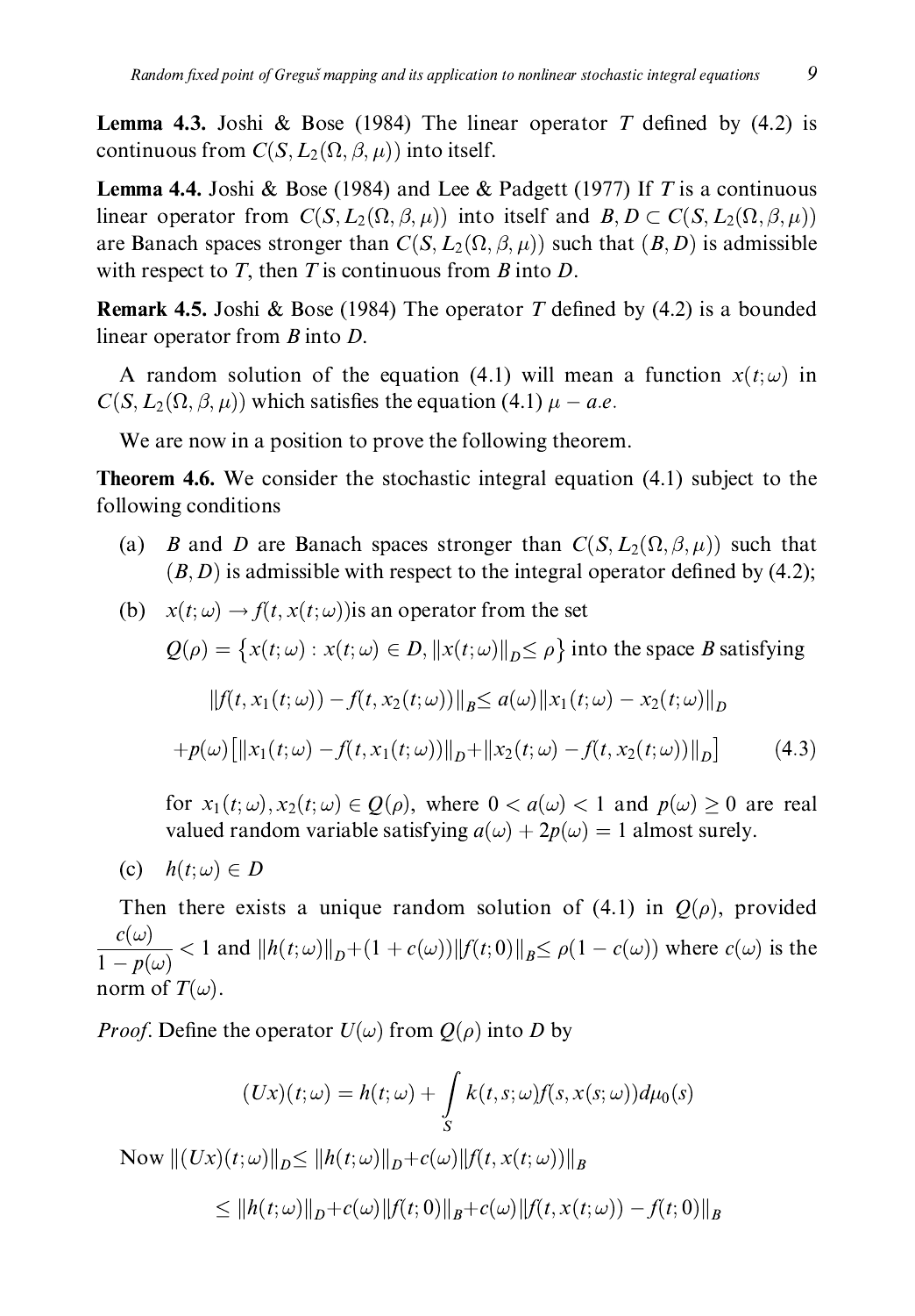**Lemma 4.3.** Joshi & Bose (1984) The linear operator $T$ defined by (4.2) is continuous from $C(S, L_2(\Omega, \beta, \mu))$ into itself.

**Lemma 4.4.** Joshi & Bose (1984) and Lee & Padgett (1977) If $T$ is a continuous linear operator from $C(S, L_2(\Omega, \beta, \mu))$ into itself and $B, D \subset C(S, L_2(\Omega, \beta, \mu))$ are Banach spaces stronger than $C(S, L_2(\Omega, \beta, \mu))$ such that $(B, D)$ is admissible with respect to $T$, then $T$ is continuous from $B$ into $D$.

**Remark 4.5.** Joshi & Bose (1984) The operator $T$ defined by (4.2) is a bounded linear operator from $B$ into $D$.

A random solution of the equation (4.1) will mean a function $x(t;\omega)$ in $C(S, L_2(\Omega, \beta, \mu))$ which satisfies the equation (4.1) $\mu - a.e.$

We are now in a position to prove the following theorem.

**Theorem 4.6.** We consider the stochastic integral equation (4.1) subject to the following conditions

(a) $B$ and $D$ are Banach spaces stronger than $C(S, L_2(\Omega, \beta, \mu))$ such that $(B, D)$ is admissible with respect to the integral operator defined by (4.2);

(b) $x(t;\omega) \to f(t, x(t;\omega))$is an operator from the set

$Q(\rho) = \{x(t;\omega) : x(t;\omega) \in D, \|x(t;\omega)\|_D \leq \rho\}$ into the space $B$ satisfying

$$\|f(t, x_1(t;\omega)) - f(t, x_2(t;\omega))\|_B \leq a(\omega)\|x_1(t;\omega) - x_2(t;\omega)\|_D$$

$$+p(\omega)\left[\|x_1(t;\omega) - f(t, x_1(t;\omega))\|_D + \|x_2(t;\omega) - f(t, x_2(t;\omega))\|_D\right] \tag{4.3}$$

for $x_1(t;\omega), x_2(t;\omega) \in Q(\rho)$, where $0 < a(\omega) < 1$ and $p(\omega) \geq 0$ are real valued random variable satisfying $a(\omega) + 2p(\omega) = 1$ almost surely.

(c) $h(t;\omega) \in D$

Then there exists a unique random solution of (4.1) in $Q(\rho)$, provided $\dfrac{c(\omega)}{1 - p(\omega)} < 1$ and $\|h(t;\omega)\|_D + (1 + c(\omega))\|f(t;0)\|_B \leq \rho(1 - c(\omega))$ where $c(\omega)$ is the norm of $T(\omega)$.

*Proof*. Define the operator $U(\omega)$ from $Q(\rho)$ into $D$ by

$$(Ux)(t;\omega) = h(t;\omega) + \int_S k(t, s;\omega)f(s, x(s;\omega))d\mu_0(s)$$

Now $\|(Ux)(t;\omega)\|_D \leq \|h(t;\omega)\|_D + c(\omega)\|f(t, x(t;\omega))\|_B$

$$\leq \|h(t;\omega)\|_D + c(\omega)\|f(t;0)\|_B + c(\omega)\|f(t, x(t;\omega)) - f(t;0)\|_B$$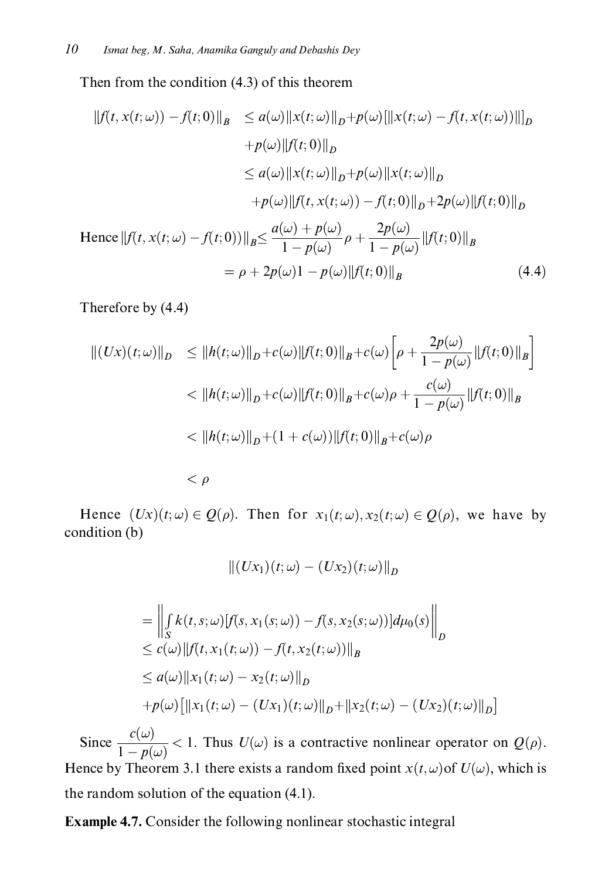Then from the condition (4.3) of this theorem

$$
\begin{aligned}
\|f(t,x(t;\omega))-f(t;0)\|_B &\leq a(\omega)\|x(t;\omega)\|_D + p(\omega)[\|x(t;\omega)-f(t,x(t;\omega))\|]_D \\
&\quad + p(\omega)\|f(t;0)\|_D \\
&\leq a(\omega)\|x(t;\omega)\|_D + p(\omega)\|x(t;\omega)\|_D \\
&\quad + p(\omega)\|f(t,x(t;\omega))-f(t;0)\|_D + 2p(\omega)\|f(t;0)\|_D
\end{aligned}
$$

$$
\begin{aligned}
\text{Hence } \|f(t,x(t;\omega)-f(t;0))\|_B &\leq \frac{a(\omega)+p(\omega)}{1-p(\omega)}\rho + \frac{2p(\omega)}{1-p(\omega)}\|f(t;0)\|_B \\
&= \rho + 2p(\omega)1-p(\omega)\|f(t;0)\|_B
\end{aligned}
\tag{4.4}
$$

Therefore by (4.4)

$$
\begin{aligned}
\|(Ux)(t;\omega)\|_D &\leq \|h(t;\omega)\|_D + c(\omega)\|f(t;0)\|_B + c(\omega)\left[\rho + \frac{2p(\omega)}{1-p(\omega)}\|f(t;0)\|_B\right] \\
&< \|h(t;\omega)\|_D + c(\omega)\|f(t;0)\|_B + c(\omega)\rho + \frac{c(\omega)}{1-p(\omega)}\|f(t;0)\|_B \\
&< \|h(t;\omega)\|_D + (1+c(\omega))\|f(t;0)\|_B + c(\omega)\rho \\
&< \rho
\end{aligned}
$$

Hence $(Ux)(t;\omega) \in Q(\rho)$. Then for $x_1(t;\omega), x_2(t;\omega) \in Q(\rho)$, we have by condition (b)

$$
\|(Ux_1)(t;\omega)-(Ux_2)(t;\omega)\|_D
$$

$$
\begin{aligned}
&= \left\| \int_S k(t,s;\omega)[f(s,x_1(s;\omega))-f(s,x_2(s;\omega))]d\mu_0(s) \right\|_D \\
&\leq c(\omega)\|f(t,x_1(t;\omega))-f(t,x_2(t;\omega))\|_B \\
&\leq a(\omega)\|x_1(t;\omega)-x_2(t;\omega)\|_D \\
&\quad + p(\omega)\big[\|x_1(t;\omega)-(Ux_1)(t;\omega)\|_D + \|x_2(t;\omega)-(Ux_2)(t;\omega)\|_D\big]
\end{aligned}
$$

Since $\frac{c(\omega)}{1-p(\omega)} < 1$. Thus $U(\omega)$ is a contractive nonlinear operator on $Q(\rho)$. Hence by Theorem 3.1 there exists a random fixed point $x(t,\omega)$of $U(\omega)$, which is the random solution of the equation (4.1).

**Example 4.7.** Consider the following nonlinear stochastic integral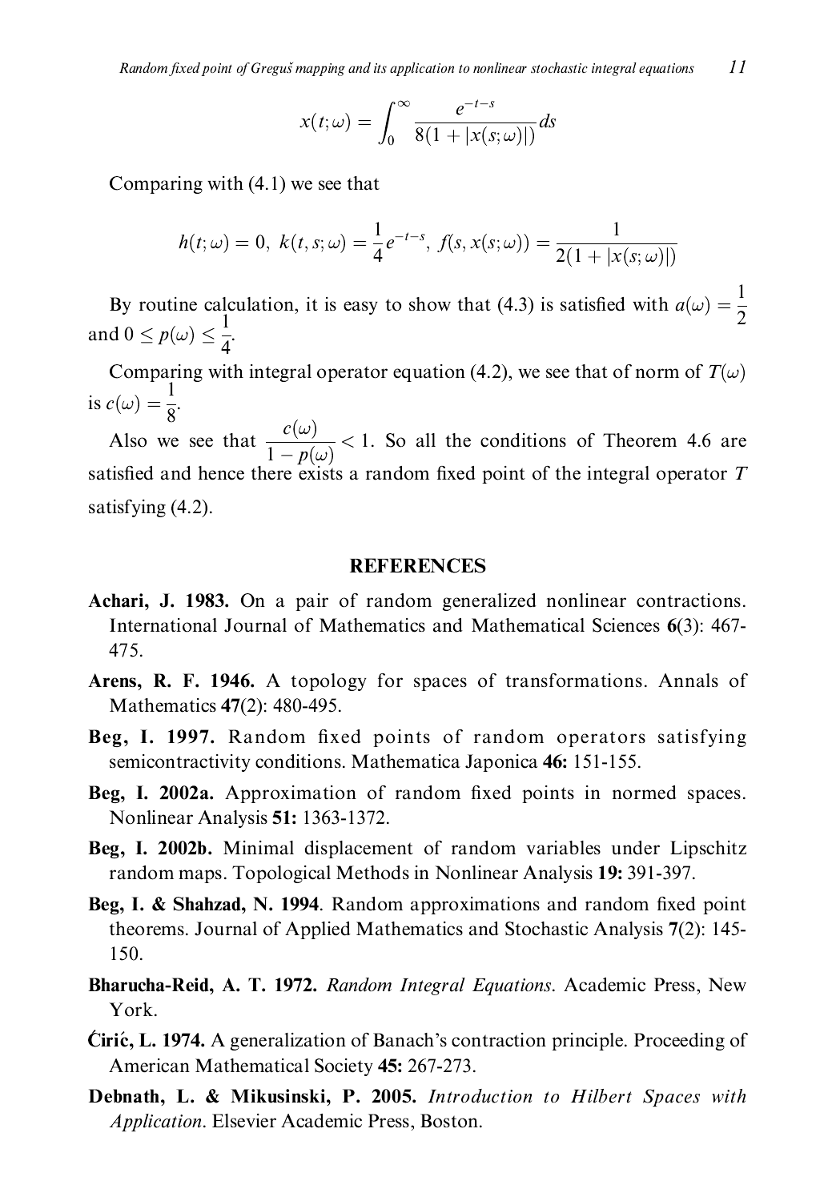$$x(t;\omega) = \int_0^\infty \frac{e^{-t-s}}{8(1+|x(s;\omega)|)} ds$$

Comparing with (4.1) we see that

$$h(t;\omega) = 0,\ k(t,s;\omega) = \frac{1}{4}e^{-t-s},\ f(s, x(s;\omega)) = \frac{1}{2(1+|x(s;\omega)|)}$$

By routine calculation, it is easy to show that (4.3) is satisfied with $a(\omega) = \frac{1}{2}$ and $0 \le p(\omega) \le \frac{1}{4}$.

Comparing with integral operator equation (4.2), we see that of norm of $T(\omega)$ is $c(\omega) = \frac{1}{8}$.

Also we see that $\frac{c(\omega)}{1-p(\omega)} < 1$. So all the conditions of Theorem 4.6 are satisfied and hence there exists a random fixed point of the integral operator $T$ satisfying (4.2).

## REFERENCES

**Achari, J. 1983.** On a pair of random generalized nonlinear contractions. International Journal of Mathematics and Mathematical Sciences **6**(3): 467-475.

**Arens, R. F. 1946.** A topology for spaces of transformations. Annals of Mathematics **47**(2): 480-495.

**Beg, I. 1997.** Random fixed points of random operators satisfying semicontractivity conditions. Mathematica Japonica **46:** 151-155.

**Beg, I. 2002a.** Approximation of random fixed points in normed spaces. Nonlinear Analysis **51:** 1363-1372.

**Beg, I. 2002b.** Minimal displacement of random variables under Lipschitz random maps. Topological Methods in Nonlinear Analysis **19:** 391-397.

**Beg, I. & Shahzad, N. 1994**. Random approximations and random fixed point theorems. Journal of Applied Mathematics and Stochastic Analysis **7**(2): 145-150.

**Bharucha-Reid, A. T. 1972.** *Random Integral Equations*. Academic Press, New York.

**Ćirić, L. 1974.** A generalization of Banach's contraction principle. Proceeding of American Mathematical Society **45:** 267-273.

**Debnath, L. & Mikusinski, P. 2005.** *Introduction to Hilbert Spaces with Application*. Elsevier Academic Press, Boston.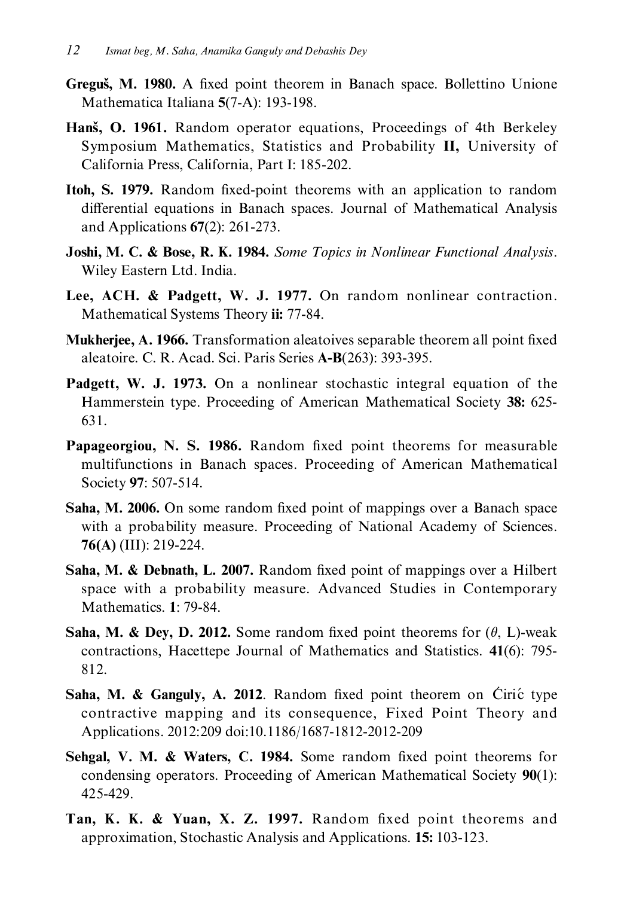**Greguš, M. 1980.** A fixed point theorem in Banach space. Bollettino Unione Mathematica Italiana **5**(7-A): 193-198.

**Hanš, O. 1961.** Random operator equations, Proceedings of 4th Berkeley Symposium Mathematics, Statistics and Probability **II,** University of California Press, California, Part I: 185-202.

**Itoh, S. 1979.** Random fixed-point theorems with an application to random differential equations in Banach spaces. Journal of Mathematical Analysis and Applications **67**(2): 261-273.

**Joshi, M. C. & Bose, R. K. 1984.** *Some Topics in Nonlinear Functional Analysis*. Wiley Eastern Ltd. India.

**Lee, ACH. & Padgett, W. J. 1977.** On random nonlinear contraction. Mathematical Systems Theory **ii:** 77-84.

**Mukherjee, A. 1966.** Transformation aleatoives separable theorem all point fixed aleatoire. C. R. Acad. Sci. Paris Series **A-B**(263): 393-395.

**Padgett, W. J. 1973.** On a nonlinear stochastic integral equation of the Hammerstein type. Proceeding of American Mathematical Society **38:** 625-631.

**Papageorgiou, N. S. 1986.** Random fixed point theorems for measurable multifunctions in Banach spaces. Proceeding of American Mathematical Society **97**: 507-514.

**Saha, M. 2006.** On some random fixed point of mappings over a Banach space with a probability measure. Proceeding of National Academy of Sciences. **76(A)** (III): 219-224.

**Saha, M. & Debnath, L. 2007.** Random fixed point of mappings over a Hilbert space with a probability measure. Advanced Studies in Contemporary Mathematics. **1**: 79-84.

**Saha, M. & Dey, D. 2012.** Some random fixed point theorems for ($\theta$, L)-weak contractions, Hacettepe Journal of Mathematics and Statistics. **41**(6): 795-812.

**Saha, M. & Ganguly, A. 2012**. Random fixed point theorem on Ćirić type contractive mapping and its consequence, Fixed Point Theory and Applications. 2012:209 doi:10.1186/1687-1812-2012-209

**Sehgal, V. M. & Waters, C. 1984.** Some random fixed point theorems for condensing operators. Proceeding of American Mathematical Society **90**(1): 425-429.

**Tan, K. K. & Yuan, X. Z. 1997.** Random fixed point theorems and approximation, Stochastic Analysis and Applications. **15:** 103-123.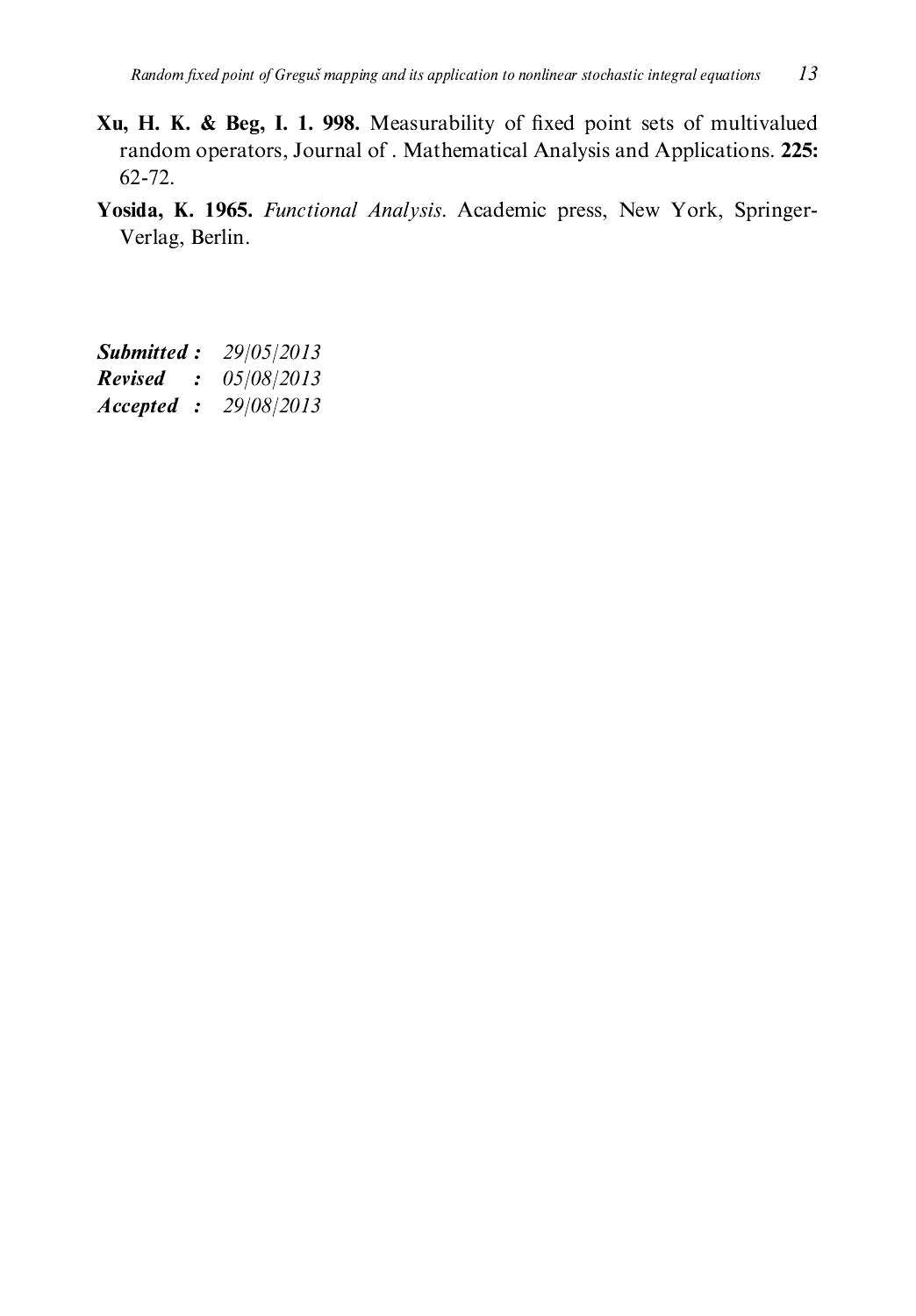**Xu, H. K. & Beg, I. 1. 998.** Measurability of fixed point sets of multivalued random operators, Journal of . Mathematical Analysis and Applications. **225:** 62-72.

**Yosida, K. 1965.** *Functional Analysis*. Academic press, New York, Springer-Verlag, Berlin.

***Submitted :*** *29/05/2013*
***Revised :*** *05/08/2013*
***Accepted :*** *29/08/2013*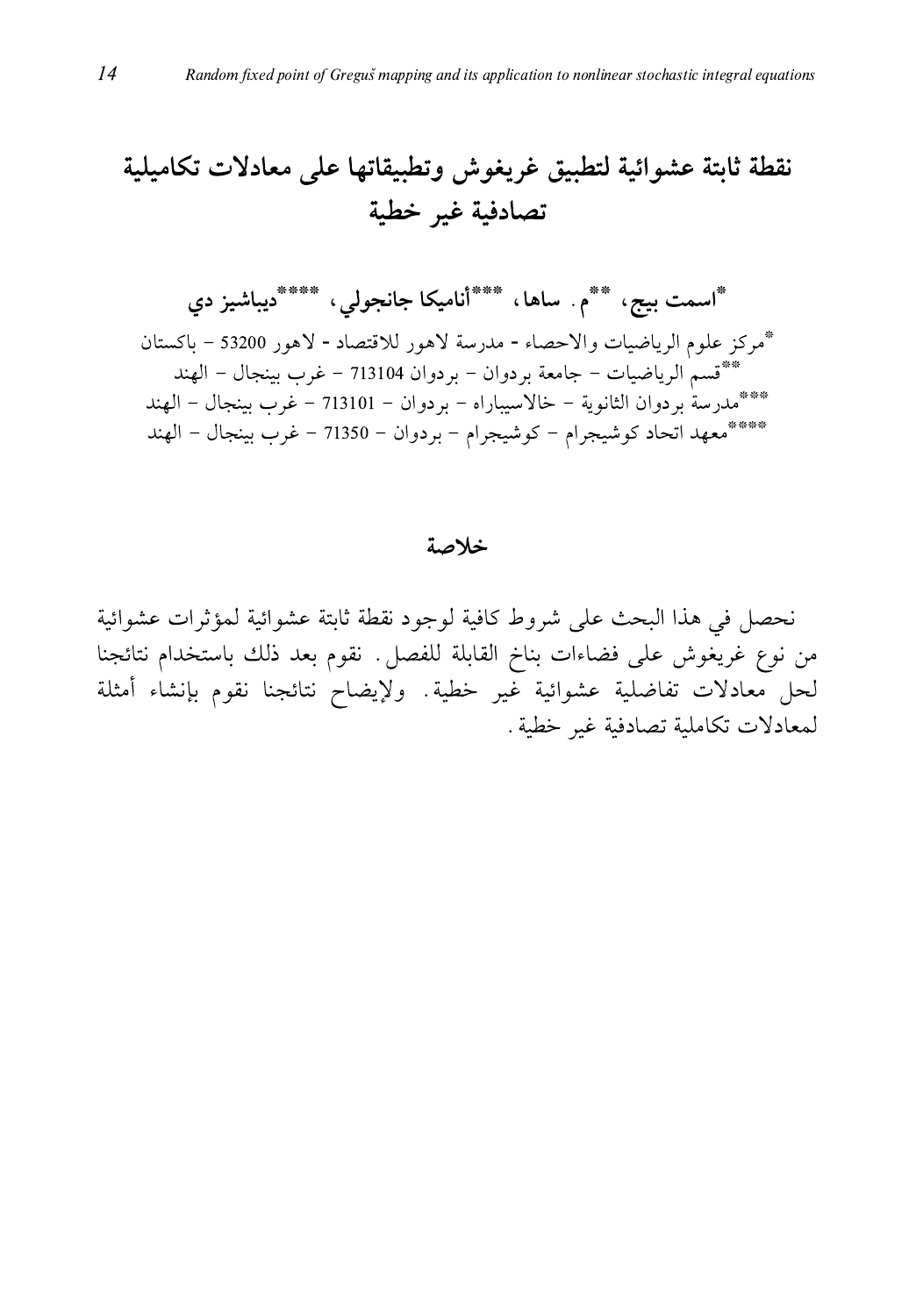# نقطة ثابتة عشوائية لتطبيق غريغوش وتطبيقاتها على معادلات تكاميلية تصادفية غير خطية

**[*]اسمت بيج، [**]م. ساها، [***]أناميكا جانجولي، [****]ديباشيز دي**

[*]مركز علوم الرياضيات والاحصاء - مدرسة لاهور للاقتصاد - لاهور 53200 – باكستان

[**]قسم الرياضيات – جامعة بردوان – بردوان 713104 – غرب بينجال – الهند

[***]مدرسة بردوان الثانوية – خالاسيباراه – بردوان – 713101 – غرب بينجال – الهند

[****]معهد اتحاد كوشيجرام – كوشيجرام – بردوان – 71350 – غرب بينجال – الهند

## خلاصة

نحصل في هذا البحث على شروط كافية لوجود نقطة ثابتة عشوائية لمؤثرات عشوائية من نوع غريغوش على فضاءات بناخ القابلة للفصل. نقوم بعد ذلك باستخدام نتائجنا لحل معادلات تفاضلية عشوائية غير خطية. ولإيضاح نتائجنا نقوم بإنشاء أمثلة لمعادلات تكاملية تصادفية غير خطية.